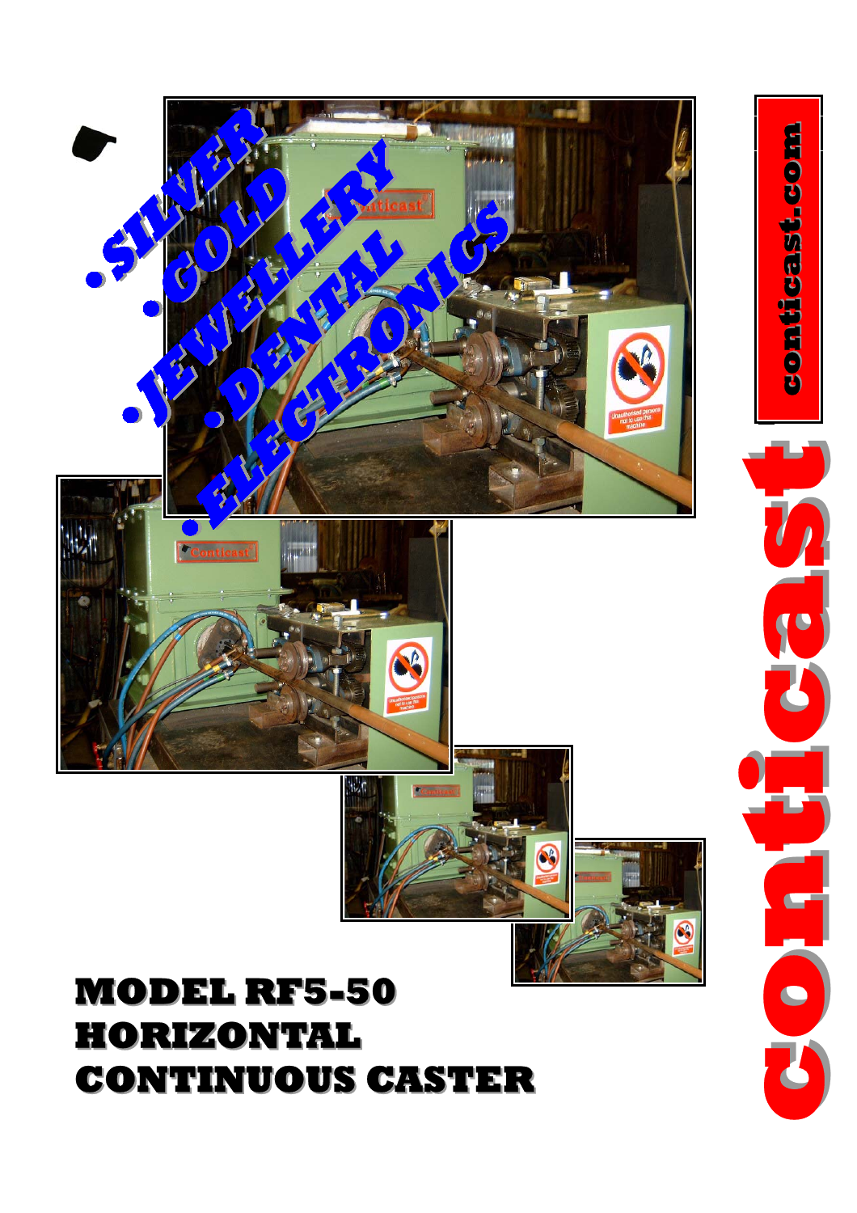- SILVER
- GOLD
- JEWELLERY
- DENTAL
- ELECTRONICS

conticast.com

conticast

# MODEL RF5-50 HORIZONTAL CONTINUOUS CASTER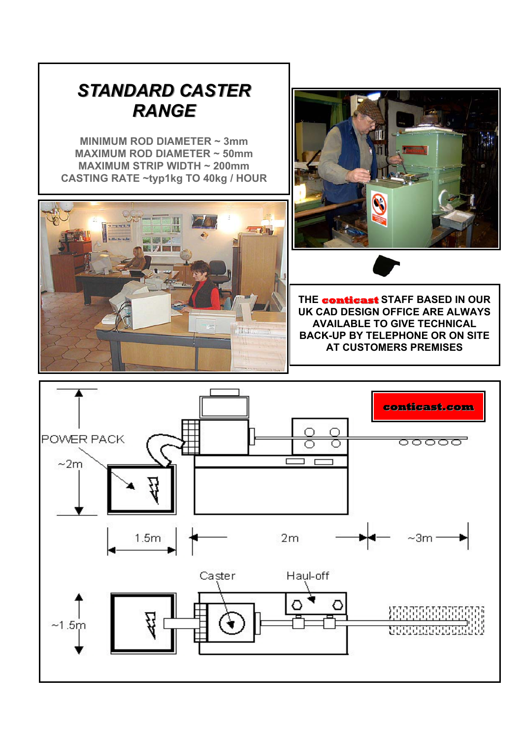# *STANDARD CASTER RANGE*

**MINIMUM ROD DIAMETER ~ 3mm**
**MAXIMUM ROD DIAMETER ~ 50mm**
**MAXIMUM STRIP WIDTH ~ 200mm**
**CASTING RATE ~typ1kg TO 40kg / HOUR**

**THE conticast STAFF BASED IN OUR UK CAD DESIGN OFFICE ARE ALWAYS AVAILABLE TO GIVE TECHNICAL BACK-UP BY TELEPHONE OR ON SITE AT CUSTOMERS PREMISES**

**conticast.com**

POWER PACK

~2m

1.5m

2m

~3m

Caster

Haul-off

~1.5m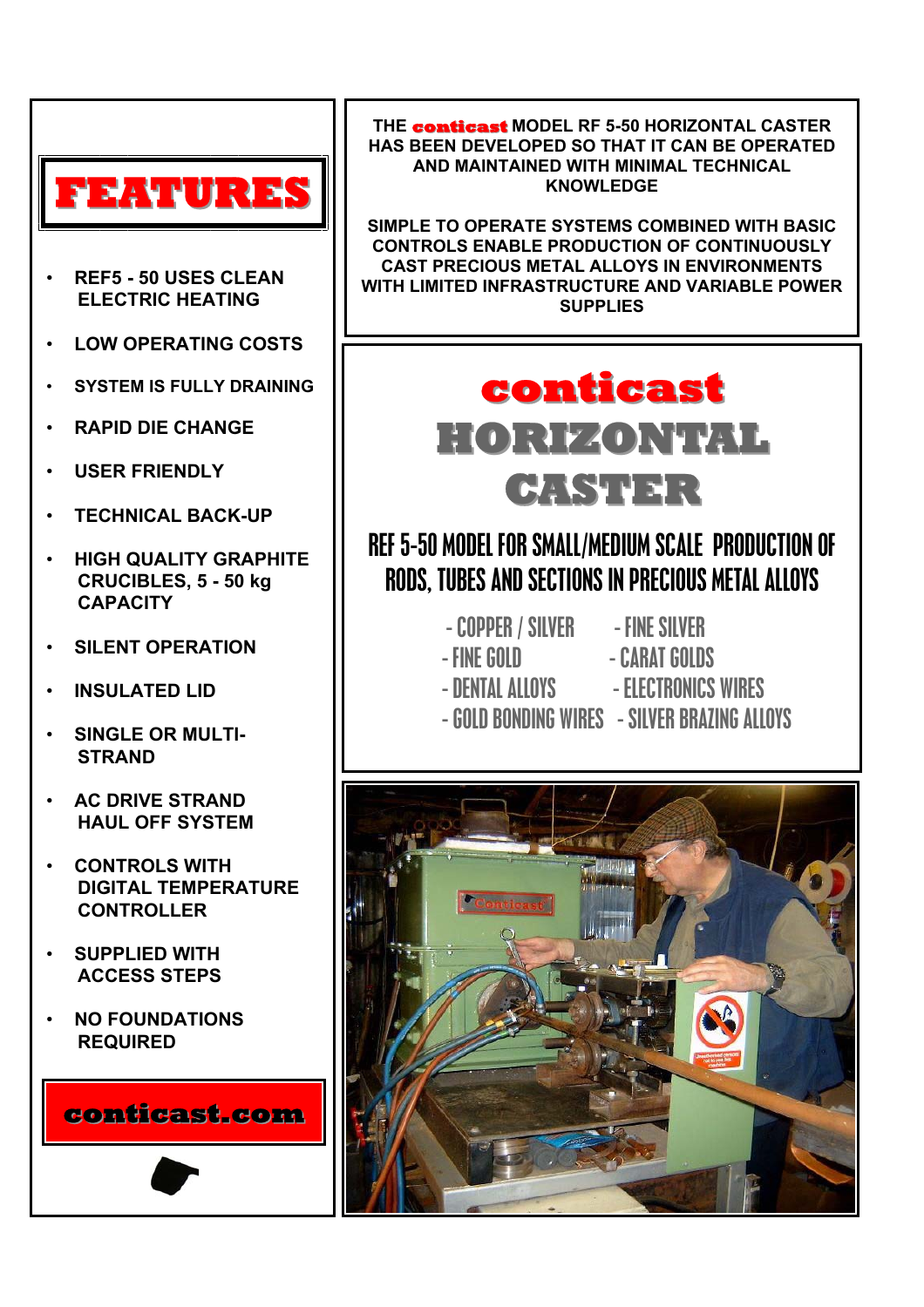# FEATURES

- REF5 - 50 USES CLEAN ELECTRIC HEATING
- LOW OPERATING COSTS
- SYSTEM IS FULLY DRAINING
- RAPID DIE CHANGE
- USER FRIENDLY
- TECHNICAL BACK-UP
- HIGH QUALITY GRAPHITE CRUCIBLES, 5 - 50 kg CAPACITY
- SILENT OPERATION
- INSULATED LID
- SINGLE OR MULTI-STRAND
- AC DRIVE STRAND HAUL OFF SYSTEM
- CONTROLS WITH DIGITAL TEMPERATURE CONTROLLER
- SUPPLIED WITH ACCESS STEPS
- NO FOUNDATIONS REQUIRED

**conticast.com**

THE **conticast** MODEL RF 5-50 HORIZONTAL CASTER HAS BEEN DEVELOPED SO THAT IT CAN BE OPERATED AND MAINTAINED WITH MINIMAL TECHNICAL KNOWLEDGE

SIMPLE TO OPERATE SYSTEMS COMBINED WITH BASIC CONTROLS ENABLE PRODUCTION OF CONTINUOUSLY CAST PRECIOUS METAL ALLOYS IN ENVIRONMENTS WITH LIMITED INFRASTRUCTURE AND VARIABLE POWER SUPPLIES

# conticast HORIZONTAL CASTER

## REF 5-50 MODEL FOR SMALL/MEDIUM SCALE PRODUCTION OF RODS, TUBES AND SECTIONS IN PRECIOUS METAL ALLOYS

- COPPER / SILVER
- FINE SILVER
- FINE GOLD
- CARAT GOLDS
- DENTAL ALLOYS
- ELECTRONICS WIRES
- GOLD BONDING WIRES
- SILVER BRAZING ALLOYS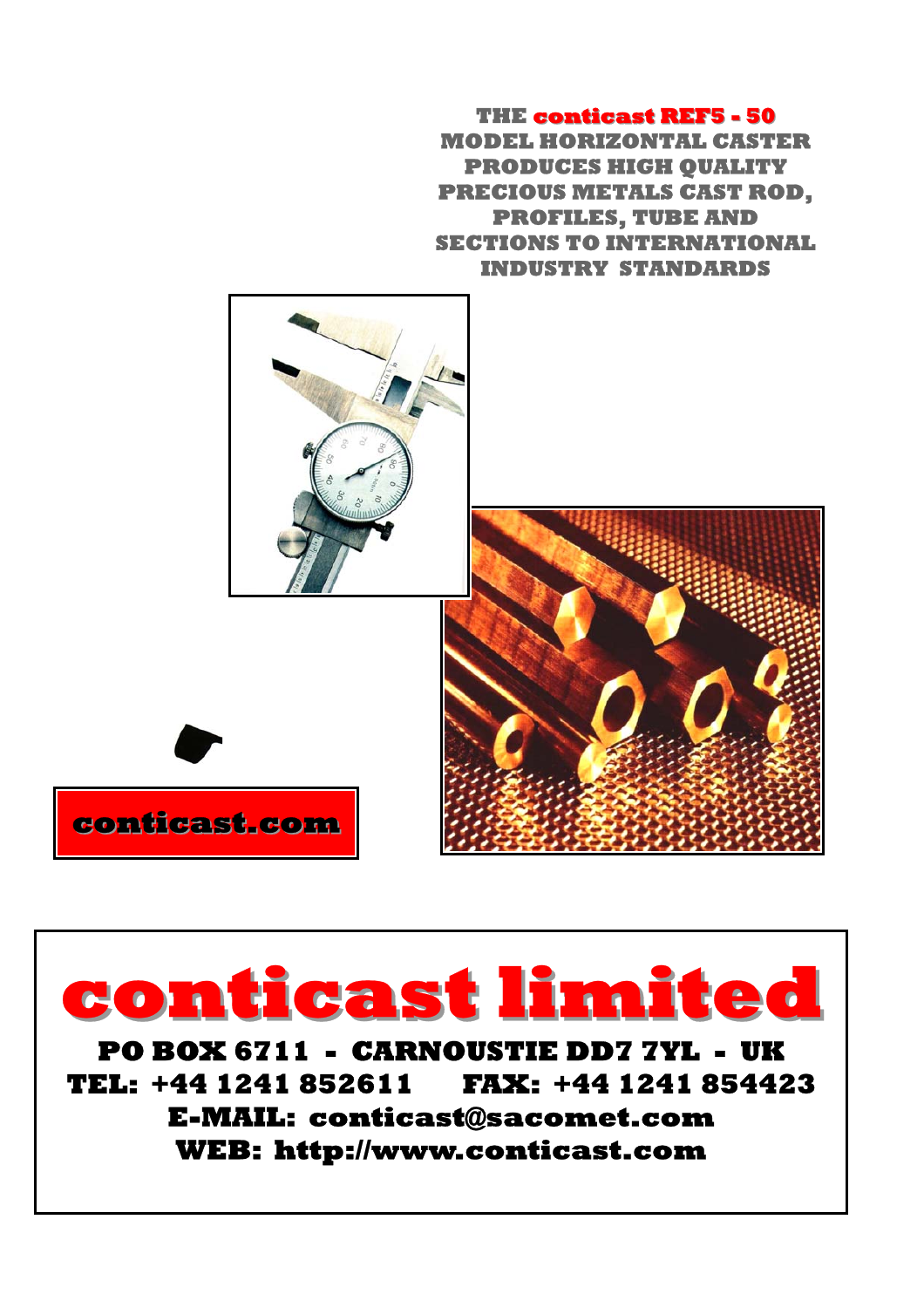**THE conticast REF5 - 50 MODEL HORIZONTAL CASTER PRODUCES HIGH QUALITY PRECIOUS METALS CAST ROD, PROFILES, TUBE AND SECTIONS TO INTERNATIONAL INDUSTRY STANDARDS**

**conticast.com**

# conticast limited

**PO BOX 6711 - CARNOUSTIE DD7 7YL - UK**

**TEL: +44 1241 852611 FAX: +44 1241 854423**

**E-MAIL: conticast@sacomet.com**

**WEB: http://www.conticast.com**